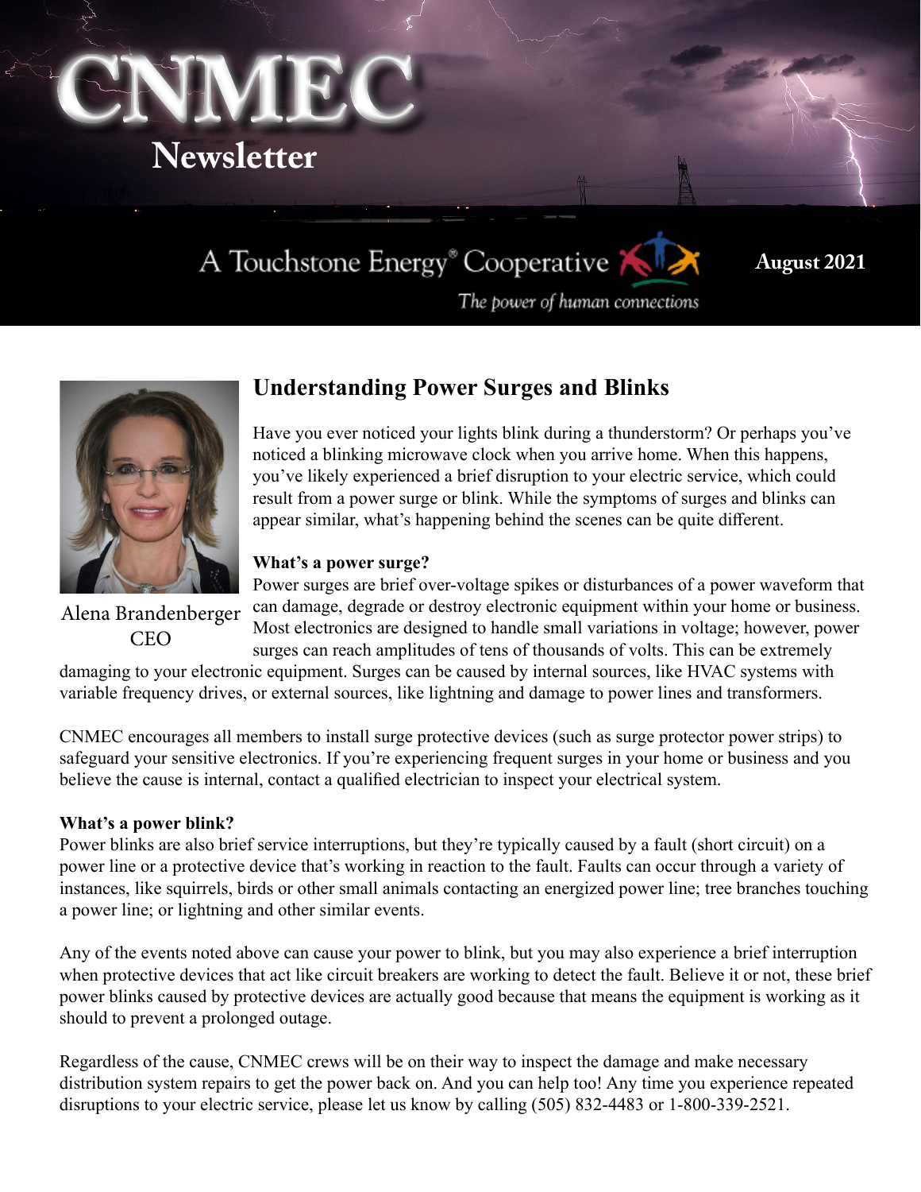# CNMEC Newsletter

A Touchstone Energy® Cooperative

*The power of human connections*

**August 2021**

Alena Brandenberger
CEO

## Understanding Power Surges and Blinks

Have you ever noticed your lights blink during a thunderstorm? Or perhaps you've noticed a blinking microwave clock when you arrive home. When this happens, you've likely experienced a brief disruption to your electric service, which could result from a power surge or blink. While the symptoms of surges and blinks can appear similar, what's happening behind the scenes can be quite different.

### What's a power surge?

Power surges are brief over-voltage spikes or disturbances of a power waveform that can damage, degrade or destroy electronic equipment within your home or business. Most electronics are designed to handle small variations in voltage; however, power surges can reach amplitudes of tens of thousands of volts. This can be extremely damaging to your electronic equipment. Surges can be caused by internal sources, like HVAC systems with variable frequency drives, or external sources, like lightning and damage to power lines and transformers.

CNMEC encourages all members to install surge protective devices (such as surge protector power strips) to safeguard your sensitive electronics. If you're experiencing frequent surges in your home or business and you believe the cause is internal, contact a qualified electrician to inspect your electrical system.

### What's a power blink?

Power blinks are also brief service interruptions, but they're typically caused by a fault (short circuit) on a power line or a protective device that's working in reaction to the fault. Faults can occur through a variety of instances, like squirrels, birds or other small animals contacting an energized power line; tree branches touching a power line; or lightning and other similar events.

Any of the events noted above can cause your power to blink, but you may also experience a brief interruption when protective devices that act like circuit breakers are working to detect the fault. Believe it or not, these brief power blinks caused by protective devices are actually good because that means the equipment is working as it should to prevent a prolonged outage.

Regardless of the cause, CNMEC crews will be on their way to inspect the damage and make necessary distribution system repairs to get the power back on. And you can help too! Any time you experience repeated disruptions to your electric service, please let us know by calling (505) 832-4483 or 1-800-339-2521.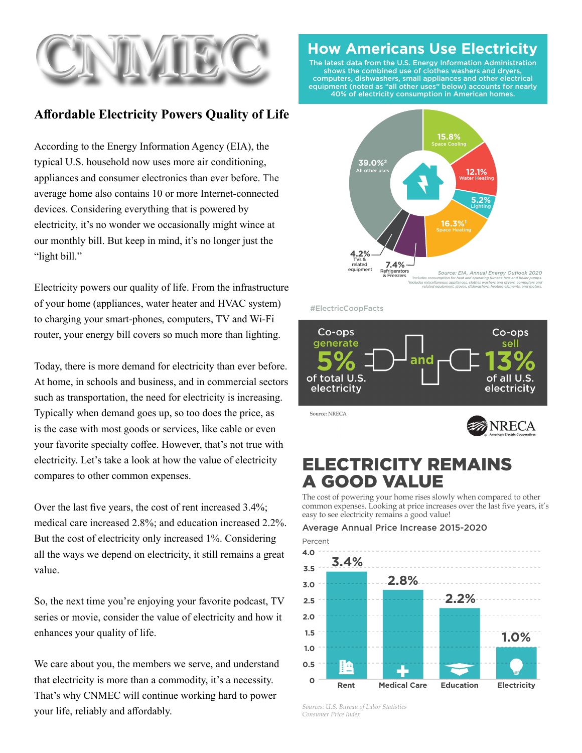# CNMEC

## Affordable Electricity Powers Quality of Life

According to the Energy Information Agency (EIA), the typical U.S. household now uses more air conditioning, appliances and consumer electronics than ever before. The average home also contains 10 or more Internet-connected devices. Considering everything that is powered by electricity, it's no wonder we occasionally might wince at our monthly bill. But keep in mind, it's no longer just the "light bill."

Electricity powers our quality of life. From the infrastructure of your home (appliances, water heater and HVAC system) to charging your smart-phones, computers, TV and Wi-Fi router, your energy bill covers so much more than lighting.

Today, there is more demand for electricity than ever before. At home, in schools and business, and in commercial sectors such as transportation, the need for electricity is increasing. Typically when demand goes up, so too does the price, as is the case with most goods or services, like cable or even your favorite specialty coffee. However, that's not true with electricity. Let's take a look at how the value of electricity compares to other common expenses.

Over the last five years, the cost of rent increased 3.4%; medical care increased 2.8%; and education increased 2.2%. But the cost of electricity only increased 1%. Considering all the ways we depend on electricity, it still remains a great value.

So, the next time you're enjoying your favorite podcast, TV series or movie, consider the value of electricity and how it enhances your quality of life.

We care about you, the members we serve, and understand that electricity is more than a commodity, it's a necessity. That's why CNMEC will continue working hard to power your life, reliably and affordably.

## How Americans Use Electricity

The latest data from the U.S. Energy Information Administration shows the combined use of clothes washers and dryers, computers, dishwashers, small appliances and other electrical equipment (noted as "all other uses" below) accounts for nearly 40% of electricity consumption in American homes.

15.8% Space Cooling
12.1% Water Heating
5.2% Lighting
16.3%[1] Space Heating
7.4% Refrigerators & Freezers
4.2% TVs & related equipment
39.0%[2] All other uses

Source: EIA, Annual Energy Outlook 2020
[1]Includes consumption for heat and operating furnace fans and boiler pumps.
[2]Includes miscellaneous appliances, clothes washers and dryers, computers and related equipment, stoves, dishwashers, heating elements, and motors.

#ElectricCoopFacts

Co-ops generate 5% of total U.S. electricity and Co-ops sell 13% of all U.S. electricity

Source: NRECA

NRECA America's Electric Cooperatives

## ELECTRICITY REMAINS A GOOD VALUE

The cost of powering your home rises slowly when compared to other common expenses. Looking at price increases over the last five years, it's easy to see electricity remains a good value!

Average Annual Price Increase 2015-2020

Percent

4.0
3.5
3.0
2.5
2.0
1.5
1.0
0.5
0

3.4% Rent
2.8% Medical Care
2.2% Education
1.0% Electricity

*Sources: U.S. Bureau of Labor Statistics Consumer Price Index*